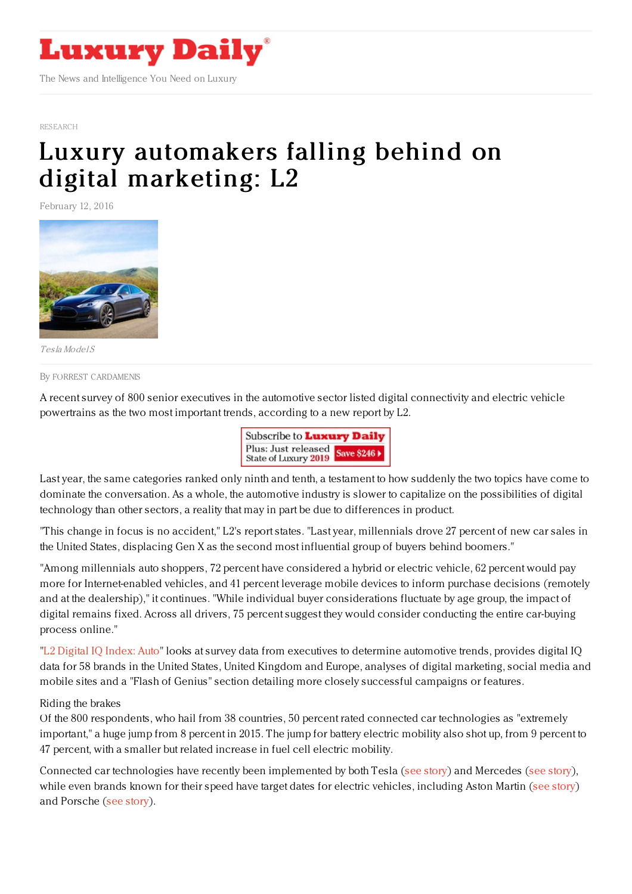# Luxury Daily

The News and Intelligence You Need on Luxury

RESEARCH

# Luxury automakers falling behind on digital marketing: L2

February 12, 2016

*Tesla Model S*

By FORREST CARDAMENIS

A recent survey of 800 senior executives in the automotive sector listed digital connectivity and electric vehicle powertrains as the two most important trends, according to a new report by L2.

Last year, the same categories ranked only ninth and tenth, a testament to how suddenly the two topics have come to dominate the conversation. As a whole, the automotive industry is slower to capitalize on the possibilities of digital technology than other sectors, a reality that may in part be due to differences in product.

"This change in focus is no accident," L2's report states. "Last year, millennials drove 27 percent of new car sales in the United States, displacing Gen X as the second most influential group of buyers behind boomers."

"Among millennials auto shoppers, 72 percent have considered a hybrid or electric vehicle, 62 percent would pay more for Internet-enabled vehicles, and 41 percent leverage mobile devices to inform purchase decisions (remotely and at the dealership)," it continues. "While individual buyer considerations fluctuate by age group, the impact of digital remains fixed. Across all drivers, 75 percent suggest they would consider conducting the entire car-buying process online."

"L2 Digital IQ Index: Auto" looks at survey data from executives to determine automotive trends, provides digital IQ data for 58 brands in the United States, United Kingdom and Europe, analyses of digital marketing, social media and mobile sites and a "Flash of Genius" section detailing more closely successful campaigns or features.

Riding the brakes

Of the 800 respondents, who hail from 38 countries, 50 percent rated connected car technologies as "extremely important," a huge jump from 8 percent in 2015. The jump for battery electric mobility also shot up, from 9 percent to 47 percent, with a smaller but related increase in fuel cell electric mobility.

Connected car technologies have recently been implemented by both Tesla (see story) and Mercedes (see story), while even brands known for their speed have target dates for electric vehicles, including Aston Martin (see story) and Porsche (see story).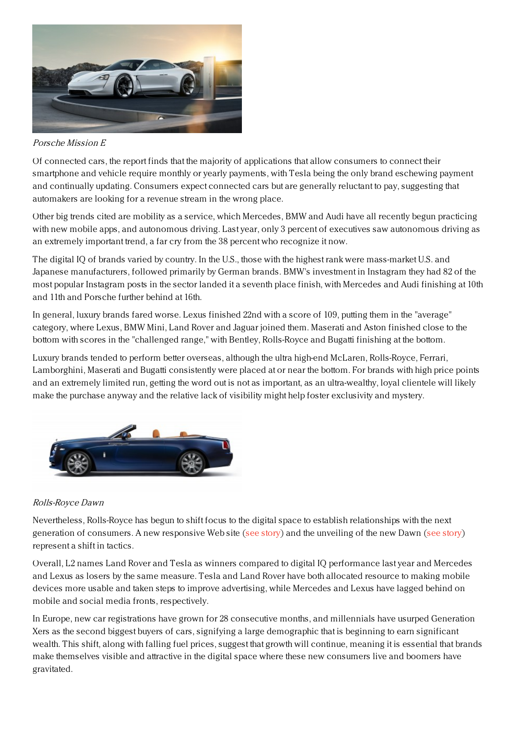*Porsche Mission E*

Of connected cars, the report finds that the majority of applications that allow consumers to connect their smartphone and vehicle require monthly or yearly payments, with Tesla being the only brand eschewing payment and continually updating. Consumers expect connected cars but are generally reluctant to pay, suggesting that automakers are looking for a revenue stream in the wrong place.

Other big trends cited are mobility as a service, which Mercedes, BMW and Audi have all recently begun practicing with new mobile apps, and autonomous driving. Last year, only 3 percent of executives saw autonomous driving as an extremely important trend, a far cry from the 38 percent who recognize it now.

The digital IQ of brands varied by country. In the U.S., those with the highest rank were mass-market U.S. and Japanese manufacturers, followed primarily by German brands. BMW's investment in Instagram they had 82 of the most popular Instagram posts in the sector landed it a seventh place finish, with Mercedes and Audi finishing at 10th and 11th and Porsche further behind at 16th.

In general, luxury brands fared worse. Lexus finished 22nd with a score of 109, putting them in the "average" category, where Lexus, BMW Mini, Land Rover and Jaguar joined them. Maserati and Aston finished close to the bottom with scores in the "challenged range," with Bentley, Rolls-Royce and Bugatti finishing at the bottom.

Luxury brands tended to perform better overseas, although the ultra high-end McLaren, Rolls-Royce, Ferrari, Lamborghini, Maserati and Bugatti consistently were placed at or near the bottom. For brands with high price points and an extremely limited run, getting the word out is not as important, as an ultra-wealthy, loyal clientele will likely make the purchase anyway and the relative lack of visibility might help foster exclusivity and mystery.

*Rolls-Royce Dawn*

Nevertheless, Rolls-Royce has begun to shift focus to the digital space to establish relationships with the next generation of consumers. A new responsive Web site (see story) and the unveiling of the new Dawn (see story) represent a shift in tactics.

Overall, L2 names Land Rover and Tesla as winners compared to digital IQ performance last year and Mercedes and Lexus as losers by the same measure. Tesla and Land Rover have both allocated resource to making mobile devices more usable and taken steps to improve advertising, while Mercedes and Lexus have lagged behind on mobile and social media fronts, respectively.

In Europe, new car registrations have grown for 28 consecutive months, and millennials have usurped Generation Xers as the second biggest buyers of cars, signifying a large demographic that is beginning to earn significant wealth. This shift, along with falling fuel prices, suggest that growth will continue, meaning it is essential that brands make themselves visible and attractive in the digital space where these new consumers live and boomers have gravitated.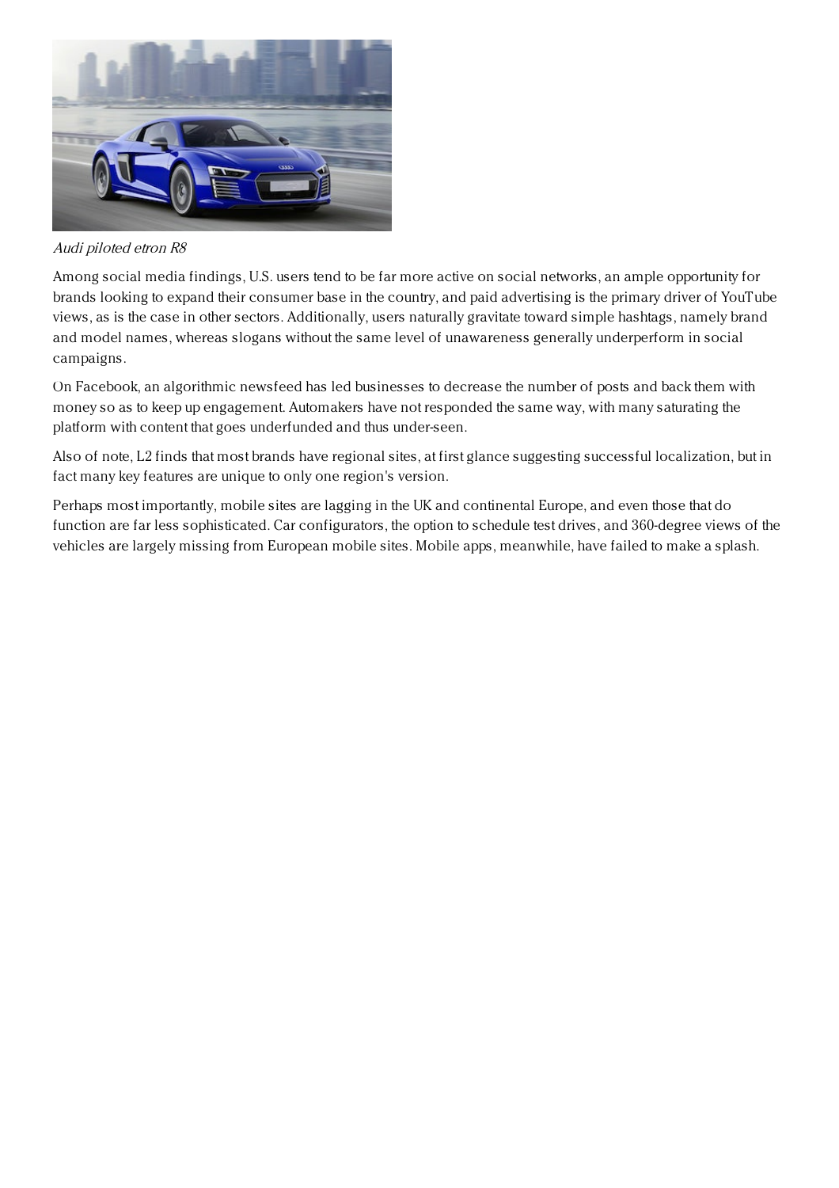*Audi piloted etron R8*

Among social media findings, U.S. users tend to be far more active on social networks, an ample opportunity for brands looking to expand their consumer base in the country, and paid advertising is the primary driver of YouTube views, as is the case in other sectors. Additionally, users naturally gravitate toward simple hashtags, namely brand and model names, whereas slogans without the same level of unawareness generally underperform in social campaigns.

On Facebook, an algorithmic newsfeed has led businesses to decrease the number of posts and back them with money so as to keep up engagement. Automakers have not responded the same way, with many saturating the platform with content that goes underfunded and thus under-seen.

Also of note, L2 finds that most brands have regional sites, at first glance suggesting successful localization, but in fact many key features are unique to only one region's version.

Perhaps most importantly, mobile sites are lagging in the UK and continental Europe, and even those that do function are far less sophisticated. Car configurators, the option to schedule test drives, and 360-degree views of the vehicles are largely missing from European mobile sites. Mobile apps, meanwhile, have failed to make a splash.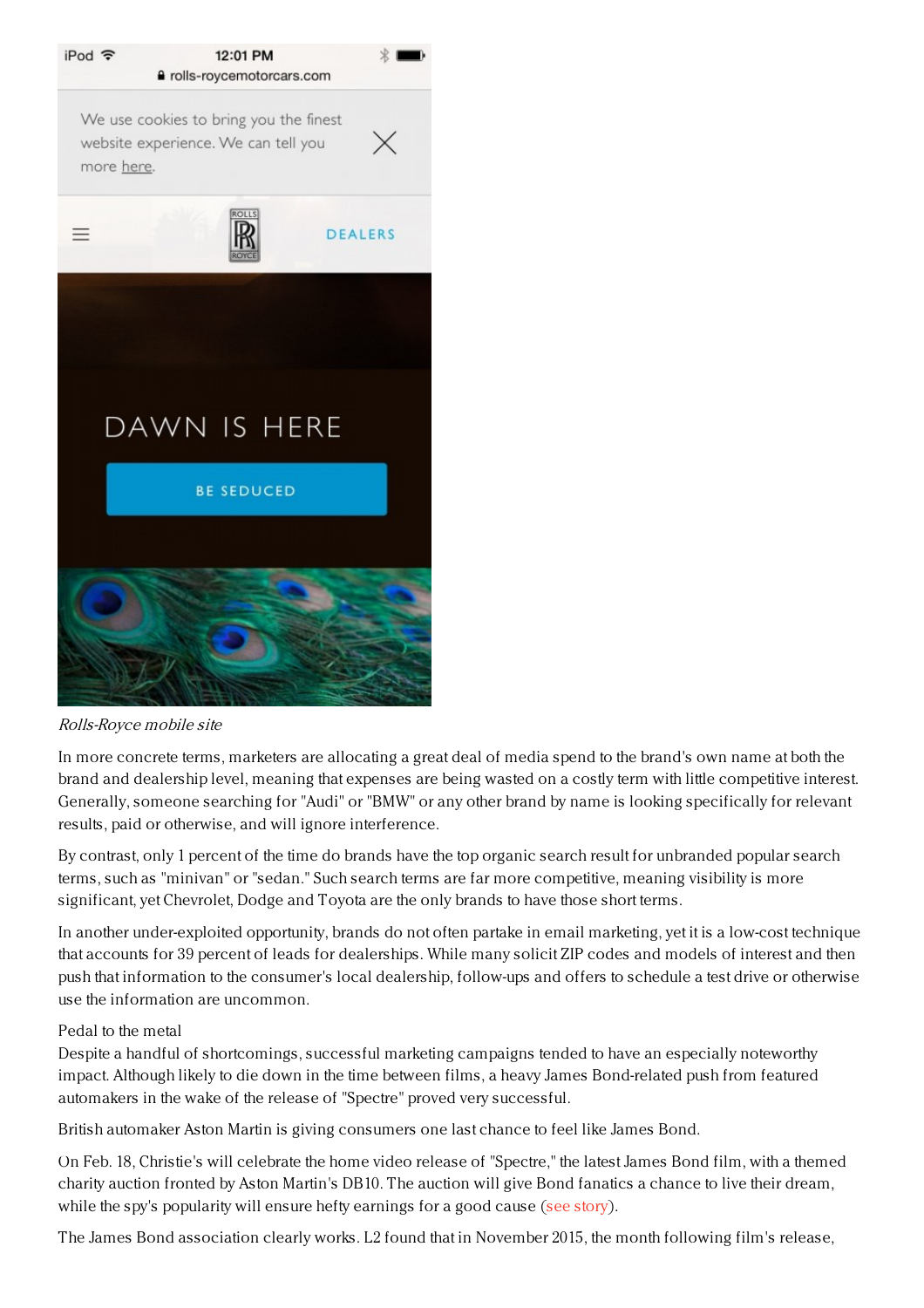*Rolls-Royce mobile site*

In more concrete terms, marketers are allocating a great deal of media spend to the brand's own name at both the brand and dealership level, meaning that expenses are being wasted on a costly term with little competitive interest. Generally, someone searching for "Audi" or "BMW" or any other brand by name is looking specifically for relevant results, paid or otherwise, and will ignore interference.

By contrast, only 1 percent of the time do brands have the top organic search result for unbranded popular search terms, such as "minivan" or "sedan." Such search terms are far more competitive, meaning visibility is more significant, yet Chevrolet, Dodge and Toyota are the only brands to have those short terms.

In another under-exploited opportunity, brands do not often partake in email marketing, yet it is a low-cost technique that accounts for 39 percent of leads for dealerships. While many solicit ZIP codes and models of interest and then push that information to the consumer's local dealership, follow-ups and offers to schedule a test drive or otherwise use the information are uncommon.

Pedal to the metal

Despite a handful of shortcomings, successful marketing campaigns tended to have an especially noteworthy impact. Although likely to die down in the time between films, a heavy James Bond-related push from featured automakers in the wake of the release of "Spectre" proved very successful.

British automaker Aston Martin is giving consumers one last chance to feel like James Bond.

On Feb. 18, Christie's will celebrate the home video release of "Spectre," the latest James Bond film, with a themed charity auction fronted by Aston Martin's DB10. The auction will give Bond fanatics a chance to live their dream, while the spy's popularity will ensure hefty earnings for a good cause (see story).

The James Bond association clearly works. L2 found that in November 2015, the month following film's release,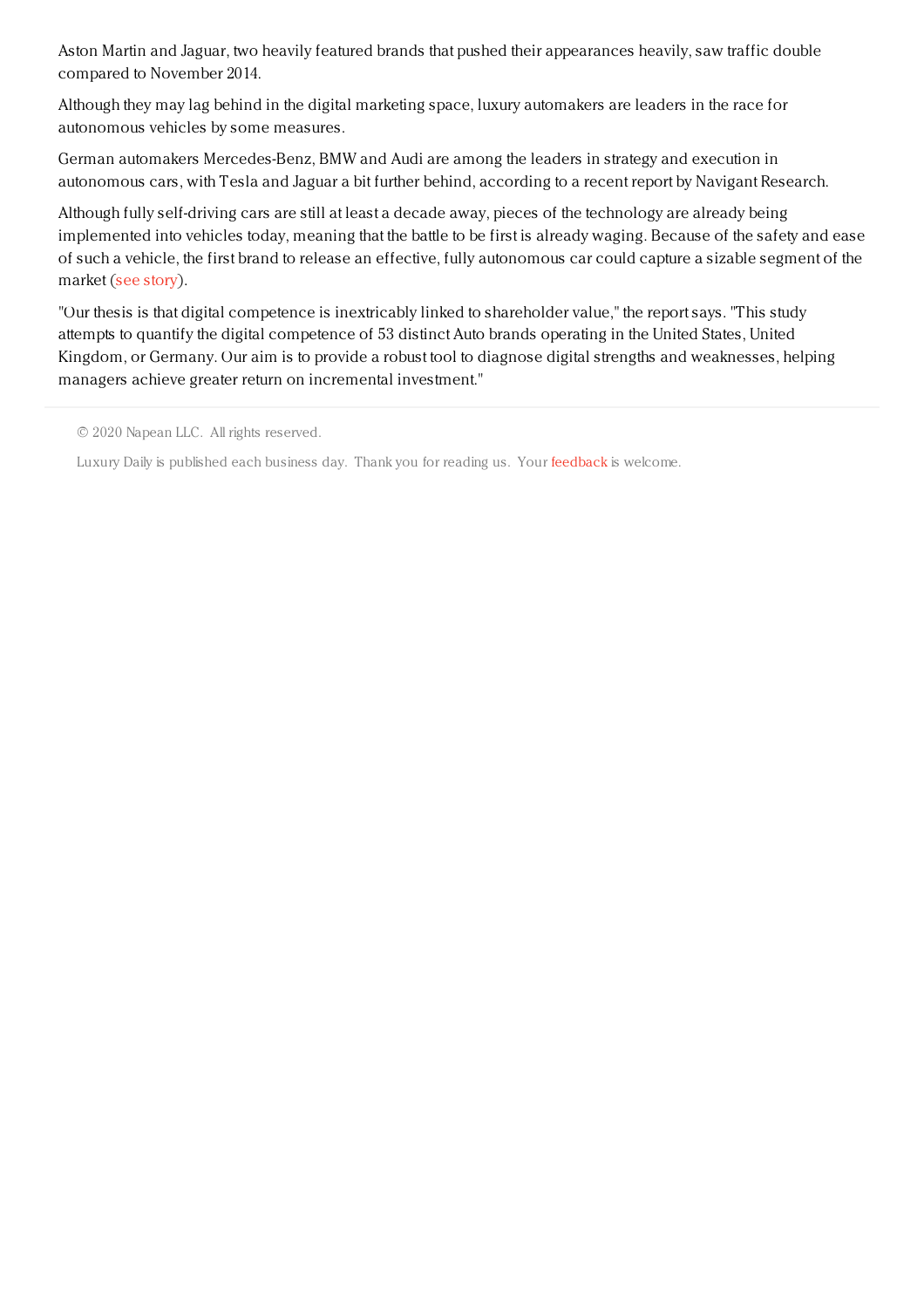Aston Martin and Jaguar, two heavily featured brands that pushed their appearances heavily, saw traffic double compared to November 2014.

Although they may lag behind in the digital marketing space, luxury automakers are leaders in the race for autonomous vehicles by some measures.

German automakers Mercedes-Benz, BMW and Audi are among the leaders in strategy and execution in autonomous cars, with Tesla and Jaguar a bit further behind, according to a recent report by Navigant Research.

Although fully self-driving cars are still at least a decade away, pieces of the technology are already being implemented into vehicles today, meaning that the battle to be first is already waging. Because of the safety and ease of such a vehicle, the first brand to release an effective, fully autonomous car could capture a sizable segment of the market (see story).

"Our thesis is that digital competence is inextricably linked to shareholder value," the report says. "This study attempts to quantify the digital competence of 53 distinct Auto brands operating in the United States, United Kingdom, or Germany. Our aim is to provide a robust tool to diagnose digital strengths and weaknesses, helping managers achieve greater return on incremental investment."

© 2020 Napean LLC. All rights reserved.

Luxury Daily is published each business day. Thank you for reading us. Your feedback is welcome.